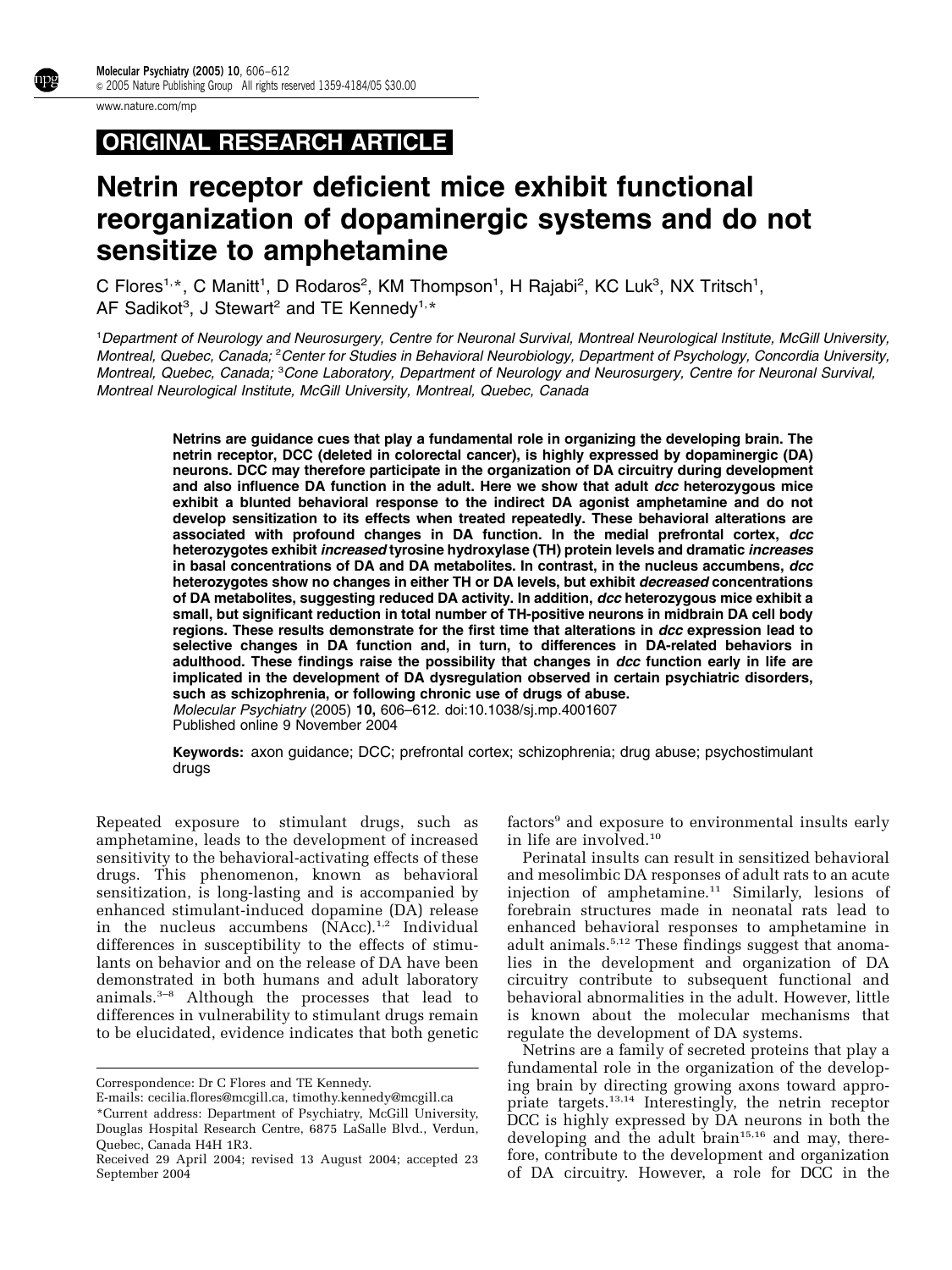ORIGINAL RESEARCH ARTICLE

# Netrin receptor deficient mice exhibit functional reorganization of dopaminergic systems and do not sensitize to amphetamine

C Flores[1,*], C Manitt[1], D Rodaros[2], KM Thompson[1], H Rajabi[2], KC Luk[3], NX Tritsch[1], AF Sadikot[3], J Stewart[2] and TE Kennedy[1,*]

[1]*Department of Neurology and Neurosurgery, Centre for Neuronal Survival, Montreal Neurological Institute, McGill University, Montreal, Quebec, Canada;* [2]*Center for Studies in Behavioral Neurobiology, Department of Psychology, Concordia University, Montreal, Quebec, Canada;* [3]*Cone Laboratory, Department of Neurology and Neurosurgery, Centre for Neuronal Survival, Montreal Neurological Institute, McGill University, Montreal, Quebec, Canada*

**Netrins are guidance cues that play a fundamental role in organizing the developing brain. The netrin receptor, DCC (deleted in colorectal cancer), is highly expressed by dopaminergic (DA) neurons. DCC may therefore participate in the organization of DA circuitry during development and also influence DA function in the adult. Here we show that adult *dcc* heterozygous mice exhibit a blunted behavioral response to the indirect DA agonist amphetamine and do not develop sensitization to its effects when treated repeatedly. These behavioral alterations are associated with profound changes in DA function. In the medial prefrontal cortex, *dcc* heterozygotes exhibit *increased* tyrosine hydroxylase (TH) protein levels and dramatic *increases* in basal concentrations of DA and DA metabolites. In contrast, in the nucleus accumbens, *dcc* heterozygotes show no changes in either TH or DA levels, but exhibit *decreased* concentrations of DA metabolites, suggesting reduced DA activity. In addition, *dcc* heterozygous mice exhibit a small, but significant reduction in total number of TH-positive neurons in midbrain DA cell body regions. These results demonstrate for the first time that alterations in *dcc* expression lead to selective changes in DA function and, in turn, to differences in DA-related behaviors in adulthood. These findings raise the possibility that changes in *dcc* function early in life are implicated in the development of DA dysregulation observed in certain psychiatric disorders, such as schizophrenia, or following chronic use of drugs of abuse.**
*Molecular Psychiatry* (2005) **10,** 606–612. doi:10.1038/sj.mp.4001607
Published online 9 November 2004

**Keywords:** axon guidance; DCC; prefrontal cortex; schizophrenia; drug abuse; psychostimulant drugs

Repeated exposure to stimulant drugs, such as amphetamine, leads to the development of increased sensitivity to the behavioral-activating effects of these drugs. This phenomenon, known as behavioral sensitization, is long-lasting and is accompanied by enhanced stimulant-induced dopamine (DA) release in the nucleus accumbens (NAcc).[1,2] Individual differences in susceptibility to the effects of stimulants on behavior and on the release of DA have been demonstrated in both humans and adult laboratory animals.[3–8] Although the processes that lead to differences in vulnerability to stimulant drugs remain to be elucidated, evidence indicates that both genetic factors[9] and exposure to environmental insults early in life are involved.[10]

Perinatal insults can result in sensitized behavioral and mesolimbic DA responses of adult rats to an acute injection of amphetamine.[11] Similarly, lesions of forebrain structures made in neonatal rats lead to enhanced behavioral responses to amphetamine in adult animals.[5,12] These findings suggest that anomalies in the development and organization of DA circuitry contribute to subsequent functional and behavioral abnormalities in the adult. However, little is known about the molecular mechanisms that regulate the development of DA systems.

Netrins are a family of secreted proteins that play a fundamental role in the organization of the developing brain by directing growing axons toward appropriate targets.[13,14] Interestingly, the netrin receptor DCC is highly expressed by DA neurons in both the developing and the adult brain[15,16] and may, therefore, contribute to the development and organization of DA circuitry. However, a role for DCC in the

Correspondence: Dr C Flores and TE Kennedy.
E-mails: cecilia.flores@mcgill.ca, timothy.kennedy@mcgill.ca
*Current address: Department of Psychiatry, McGill University, Douglas Hospital Research Centre, 6875 LaSalle Blvd., Verdun, Quebec, Canada H4H 1R3.
Received 29 April 2004; revised 13 August 2004; accepted 23 September 2004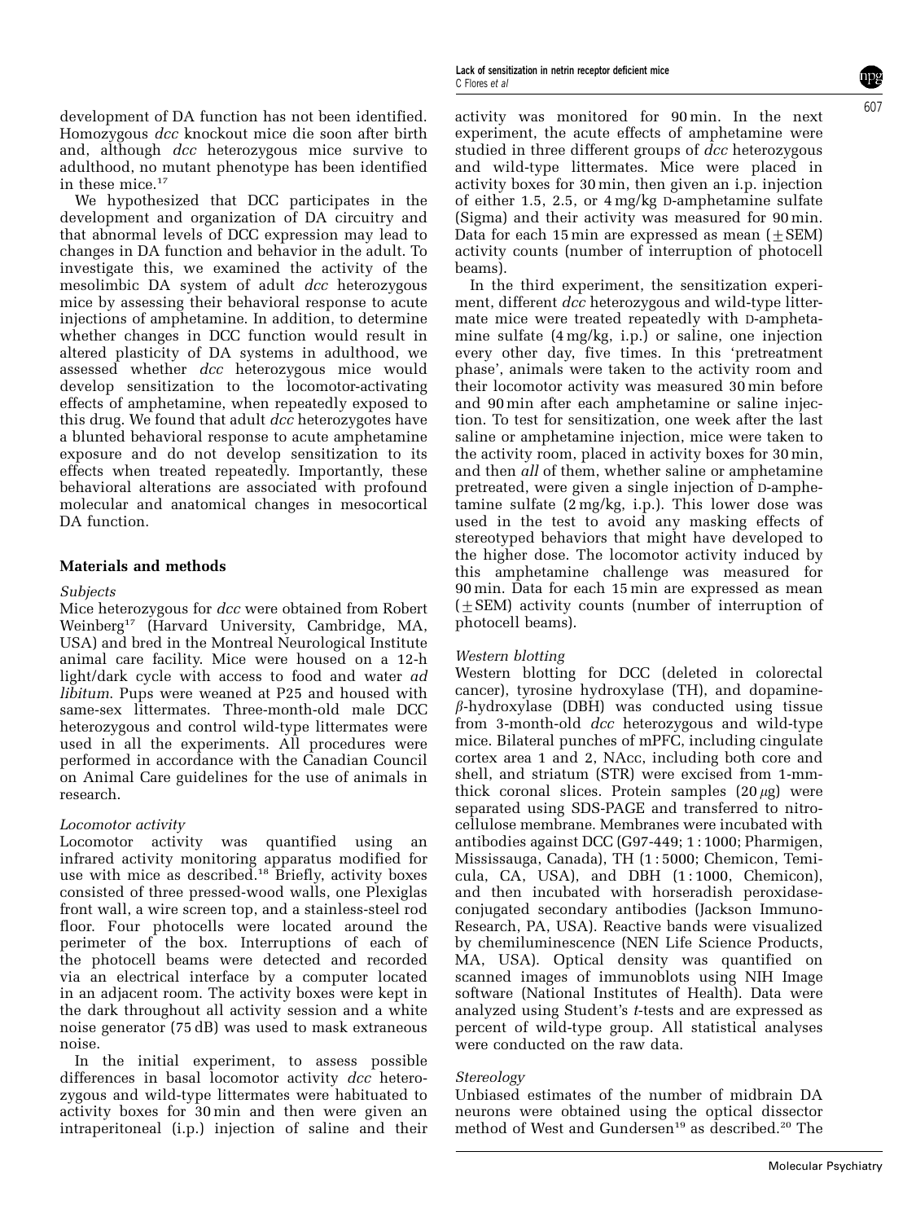development of DA function has not been identified. Homozygous *dcc* knockout mice die soon after birth and, although *dcc* heterozygous mice survive to adulthood, no mutant phenotype has been identified in these mice.[17]

We hypothesized that DCC participates in the development and organization of DA circuitry and that abnormal levels of DCC expression may lead to changes in DA function and behavior in the adult. To investigate this, we examined the activity of the mesolimbic DA system of adult *dcc* heterozygous mice by assessing their behavioral response to acute injections of amphetamine. In addition, to determine whether changes in DCC function would result in altered plasticity of DA systems in adulthood, we assessed whether *dcc* heterozygous mice would develop sensitization to the locomotor-activating effects of amphetamine, when repeatedly exposed to this drug. We found that adult *dcc* heterozygotes have a blunted behavioral response to acute amphetamine exposure and do not develop sensitization to its effects when treated repeatedly. Importantly, these behavioral alterations are associated with profound molecular and anatomical changes in mesocortical DA function.

## Materials and methods

### Subjects

Mice heterozygous for *dcc* were obtained from Robert Weinberg[17] (Harvard University, Cambridge, MA, USA) and bred in the Montreal Neurological Institute animal care facility. Mice were housed on a 12-h light/dark cycle with access to food and water *ad libitum*. Pups were weaned at P25 and housed with same-sex littermates. Three-month-old male DCC heterozygous and control wild-type littermates were used in all the experiments. All procedures were performed in accordance with the Canadian Council on Animal Care guidelines for the use of animals in research.

### Locomotor activity

Locomotor activity was quantified using an infrared activity monitoring apparatus modified for use with mice as described.[18] Briefly, activity boxes consisted of three pressed-wood walls, one Plexiglas front wall, a wire screen top, and a stainless-steel rod floor. Four photocells were located around the perimeter of the box. Interruptions of each of the photocell beams were detected and recorded via an electrical interface by a computer located in an adjacent room. The activity boxes were kept in the dark throughout all activity session and a white noise generator (75 dB) was used to mask extraneous noise.

In the initial experiment, to assess possible differences in basal locomotor activity *dcc* heterozygous and wild-type littermates were habituated to activity boxes for 30 min and then were given an intraperitoneal (i.p.) injection of saline and their activity was monitored for 90 min. In the next experiment, the acute effects of amphetamine were studied in three different groups of *dcc* heterozygous and wild-type littermates. Mice were placed in activity boxes for 30 min, then given an i.p. injection of either 1.5, 2.5, or 4 mg/kg D-amphetamine sulfate (Sigma) and their activity was measured for 90 min. Data for each 15 min are expressed as mean ($\pm$SEM) activity counts (number of interruption of photocell beams).

In the third experiment, the sensitization experiment, different *dcc* heterozygous and wild-type littermate mice were treated repeatedly with D-amphetamine sulfate (4 mg/kg, i.p.) or saline, one injection every other day, five times. In this 'pretreatment phase', animals were taken to the activity room and their locomotor activity was measured 30 min before and 90 min after each amphetamine or saline injection. To test for sensitization, one week after the last saline or amphetamine injection, mice were taken to the activity room, placed in activity boxes for 30 min, and then *all* of them, whether saline or amphetamine pretreated, were given a single injection of D-amphetamine sulfate (2 mg/kg, i.p.). This lower dose was used in the test to avoid any masking effects of stereotyped behaviors that might have developed to the higher dose. The locomotor activity induced by this amphetamine challenge was measured for 90 min. Data for each 15 min are expressed as mean ($\pm$SEM) activity counts (number of interruption of photocell beams).

### Western blotting

Western blotting for DCC (deleted in colorectal cancer), tyrosine hydroxylase (TH), and dopamine-$\beta$-hydroxylase (DBH) was conducted using tissue from 3-month-old *dcc* heterozygous and wild-type mice. Bilateral punches of mPFC, including cingulate cortex area 1 and 2, NAcc, including both core and shell, and striatum (STR) were excised from 1-mm-thick coronal slices. Protein samples (20 $\mu$g) were separated using SDS-PAGE and transferred to nitrocellulose membrane. Membranes were incubated with antibodies against DCC (G97-449; 1 : 1000; Pharmigen, Mississauga, Canada), TH (1 : 5000; Chemicon, Temicula, CA, USA), and DBH (1 : 1000, Chemicon), and then incubated with horseradish peroxidase-conjugated secondary antibodies (Jackson ImmunoResearch, PA, USA). Reactive bands were visualized by chemiluminescence (NEN Life Science Products, MA, USA). Optical density was quantified on scanned images of immunoblots using NIH Image software (National Institutes of Health). Data were analyzed using Student's *t*-tests and are expressed as percent of wild-type group. All statistical analyses were conducted on the raw data.

### Stereology

Unbiased estimates of the number of midbrain DA neurons were obtained using the optical dissector method of West and Gundersen[19] as described.[20] The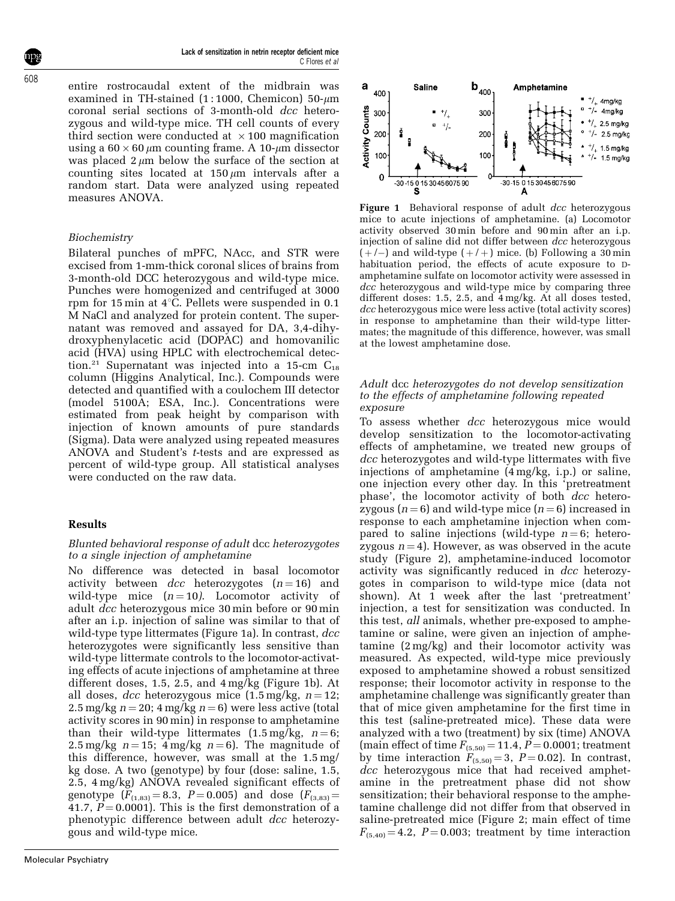entire rostrocaudal extent of the midbrain was examined in TH-stained (1 : 1000, Chemicon) 50-$\mu$m coronal serial sections of 3-month-old *dcc* heterozygous and wild-type mice. TH cell counts of every third section were conducted at $\times 100$ magnification using a $60 \times 60\,\mu$m counting frame. A 10-$\mu$m dissector was placed 2 $\mu$m below the surface of the section at counting sites located at 150 $\mu$m intervals after a random start. Data were analyzed using repeated measures ANOVA.

*Biochemistry*

Bilateral punches of mPFC, NAcc, and STR were excised from 1-mm-thick coronal slices of brains from 3-month-old DCC heterozygous and wild-type mice. Punches were homogenized and centrifuged at 3000 rpm for 15 min at 4°C. Pellets were suspended in 0.1 M NaCl and analyzed for protein content. The supernatant was removed and assayed for DA, 3,4-dihydroxyphenylacetic acid (DOPAC) and homovanilic acid (HVA) using HPLC with electrochemical detection.[21] Supernatant was injected into a 15-cm $C_{18}$ column (Higgins Analytical, Inc.). Compounds were detected and quantified with a coulochem III detector (model 5100A; ESA, Inc.). Concentrations were estimated from peak height by comparison with injection of known amounts of pure standards (Sigma). Data were analyzed using repeated measures ANOVA and Student's *t*-tests and are expressed as percent of wild-type group. All statistical analyses were conducted on the raw data.

## Results

*Blunted behavioral response of adult* dcc *heterozygotes to a single injection of amphetamine*

No difference was detected in basal locomotor activity between *dcc* heterozygotes ($n = 16$) and wild-type mice ($n = 10$). Locomotor activity of adult *dcc* heterozygous mice 30 min before or 90 min after an i.p. injection of saline was similar to that of wild-type type littermates (Figure 1a). In contrast, *dcc* heterozygotes were significantly less sensitive than wild-type littermate controls to the locomotor-activating effects of acute injections of amphetamine at three different doses, 1.5, 2.5, and 4 mg/kg (Figure 1b). At all doses, *dcc* heterozygous mice (1.5 mg/kg, $n = 12$; 2.5 mg/kg $n = 20$; 4 mg/kg $n = 6$) were less active (total activity scores in 90 min) in response to amphetamine than their wild-type littermates (1.5 mg/kg, $n = 6$; 2.5 mg/kg $n = 15$; 4 mg/kg $n = 6$). The magnitude of this difference, however, was small at the 1.5 mg/kg dose. A two (genotype) by four (dose: saline, 1.5, 2.5, 4 mg/kg) ANOVA revealed significant effects of genotype ($F_{(1,83)} = 8.3$, $P = 0.005$) and dose ($F_{(3,83)} = 41.7$, $P = 0.0001$). This is the first demonstration of a phenotypic difference between adult *dcc* heterozygous and wild-type mice.

**Figure 1** Behavioral response of adult *dcc* heterozygous mice to acute injections of amphetamine. (a) Locomotor activity observed 30 min before and 90 min after an i.p. injection of saline did not differ between *dcc* heterozygous (+/−) and wild-type (+/+) mice. (b) Following a 30 min habituation period, the effects of acute exposure to D-amphetamine sulfate on locomotor activity were assessed in *dcc* heterozygous and wild-type mice by comparing three different doses: 1.5, 2.5, and 4 mg/kg. At all doses tested, *dcc* heterozygous mice were less active (total activity scores) in response to amphetamine than their wild-type littermates; the magnitude of this difference, however, was small at the lowest amphetamine dose.

*Adult* dcc *heterozygotes do not develop sensitization to the effects of amphetamine following repeated exposure*

To assess whether *dcc* heterozygous mice would develop sensitization to the locomotor-activating effects of amphetamine, we treated new groups of *dcc* heterozygotes and wild-type littermates with five injections of amphetamine (4 mg/kg, i.p.) or saline, one injection every other day. In this 'pretreatment phase', the locomotor activity of both *dcc* heterozygous ($n = 6$) and wild-type mice ($n = 6$) increased in response to each amphetamine injection when compared to saline injections (wild-type $n = 6$; heterozygous $n = 4$). However, as was observed in the acute study (Figure 2), amphetamine-induced locomotor activity was significantly reduced in *dcc* heterozygotes in comparison to wild-type mice (data not shown). At 1 week after the last 'pretreatment' injection, a test for sensitization was conducted. In this test, *all* animals, whether pre-exposed to amphetamine or saline, were given an injection of amphetamine (2 mg/kg) and their locomotor activity was measured. As expected, wild-type mice previously exposed to amphetamine showed a robust sensitized response; their locomotor activity in response to the amphetamine challenge was significantly greater than that of mice given amphetamine for the first time in this test (saline-pretreated mice). These data were analyzed with a two (treatment) by six (time) ANOVA (main effect of time $F_{(5,50)} = 11.4$, $P = 0.0001$; treatment by time interaction $F_{(5,50)} = 3$, $P = 0.02$). In contrast, *dcc* heterozygous mice that had received amphetamine in the pretreatment phase did not show sensitization; their behavioral response to the amphetamine challenge did not differ from that observed in saline-pretreated mice (Figure 2; main effect of time $F_{(5,40)} = 4.2$, $P = 0.003$; treatment by time interaction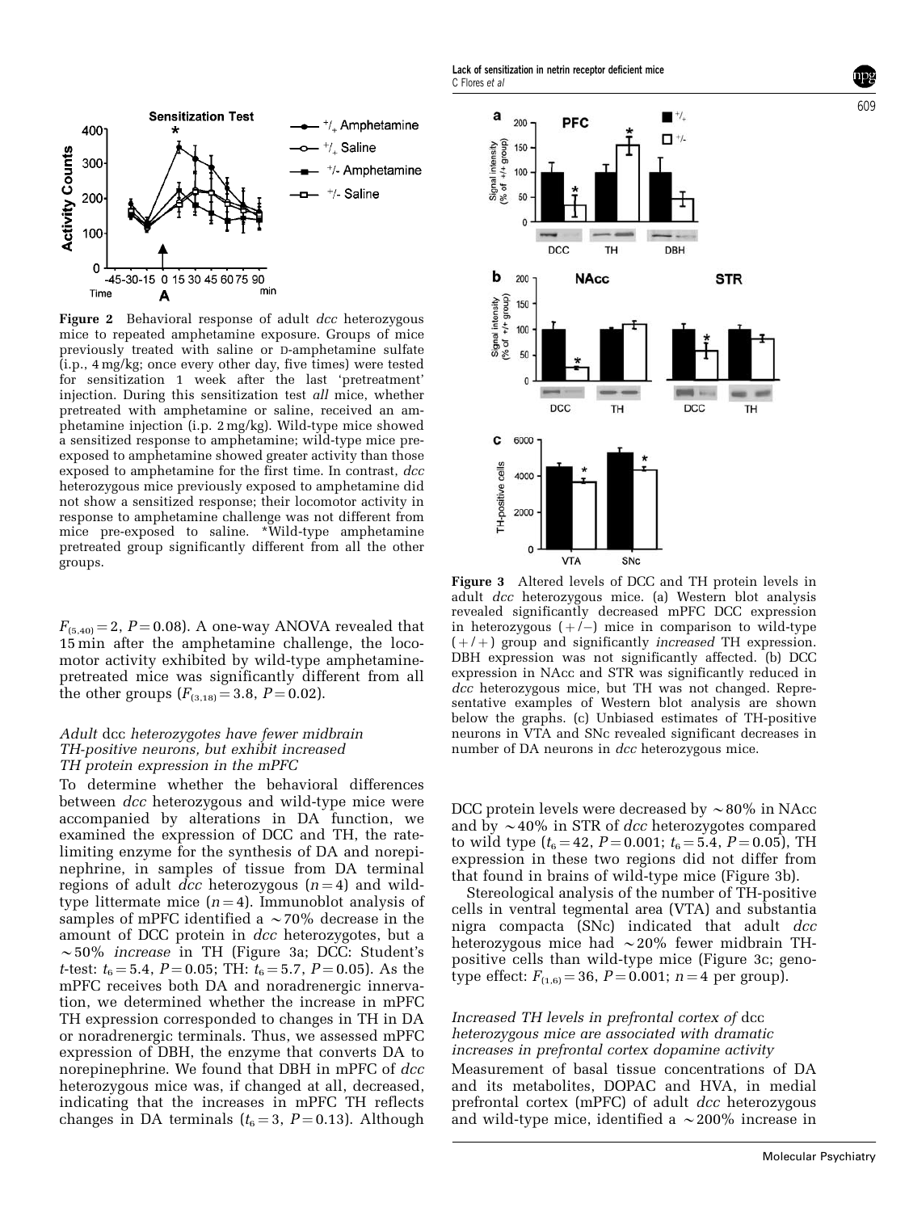**Figure 2** Behavioral response of adult *dcc* heterozygous mice to repeated amphetamine exposure. Groups of mice previously treated with saline or D-amphetamine sulfate (i.p., 4 mg/kg; once every other day, five times) were tested for sensitization 1 week after the last 'pretreatment' injection. During this sensitization test *all* mice, whether pretreated with amphetamine or saline, received an amphetamine injection (i.p. 2 mg/kg). Wild-type mice showed a sensitized response to amphetamine; wild-type mice pre-exposed to amphetamine showed greater activity than those exposed to amphetamine for the first time. In contrast, *dcc* heterozygous mice previously exposed to amphetamine did not show a sensitized response; their locomotor activity in response to amphetamine challenge was not different from mice pre-exposed to saline. *Wild-type amphetamine pretreated group significantly different from all the other groups.

$F_{(5,40)} = 2$, $P = 0.08$). A one-way ANOVA revealed that 15 min after the amphetamine challenge, the locomotor activity exhibited by wild-type amphetamine-pretreated mice was significantly different from all the other groups ($F_{(3,18)} = 3.8$, $P = 0.02$).

### *Adult* dcc *heterozygotes have fewer midbrain TH-positive neurons, but exhibit increased TH protein expression in the mPFC*

To determine whether the behavioral differences between *dcc* heterozygous and wild-type mice were accompanied by alterations in DA function, we examined the expression of DCC and TH, the rate-limiting enzyme for the synthesis of DA and norepinephrine, in samples of tissue from DA terminal regions of adult *dcc* heterozygous ($n = 4$) and wild-type littermate mice ($n = 4$). Immunoblot analysis of samples of mPFC identified a ~70% decrease in the amount of DCC protein in *dcc* heterozygotes, but a ~50% *increase* in TH (Figure 3a; DCC: Student's *t*-test: $t_6 = 5.4$, $P = 0.05$; TH: $t_6 = 5.7$, $P = 0.05$). As the mPFC receives both DA and noradrenergic innervation, we determined whether the increase in mPFC TH expression corresponded to changes in TH in DA or noradrenergic terminals. Thus, we assessed mPFC expression of DBH, the enzyme that converts DA to norepinephrine. We found that DBH in mPFC of *dcc* heterozygous mice was, if changed at all, decreased, indicating that the increases in mPFC TH reflects changes in DA terminals ($t_6 = 3$, $P = 0.13$). Although DCC protein levels were decreased by ~80% in NAcc and by ~40% in STR of *dcc* heterozygotes compared to wild type ($t_6 = 42$, $P = 0.001$; $t_6 = 5.4$, $P = 0.05$), TH expression in these two regions did not differ from that found in brains of wild-type mice (Figure 3b).

Stereological analysis of the number of TH-positive cells in ventral tegmental area (VTA) and substantia nigra compacta (SNc) indicated that adult *dcc* heterozygous mice had ~20% fewer midbrain TH-positive cells than wild-type mice (Figure 3c; genotype effect: $F_{(1,6)} = 36$, $P = 0.001$; $n = 4$ per group).

**Figure 3** Altered levels of DCC and TH protein levels in adult *dcc* heterozygous mice. (a) Western blot analysis revealed significantly decreased mPFC DCC expression in heterozygous (+/−) mice in comparison to wild-type (+/+) group and significantly *increased* TH expression. DBH expression was not significantly affected. (b) DCC expression in NAcc and STR was significantly reduced in *dcc* heterozygous mice, but TH was not changed. Representative examples of Western blot analysis are shown below the graphs. (c) Unbiased estimates of TH-positive neurons in VTA and SNc revealed significant decreases in number of DA neurons in *dcc* heterozygous mice.

### *Increased TH levels in prefrontal cortex of* dcc *heterozygous mice are associated with dramatic increases in prefrontal cortex dopamine activity*

Measurement of basal tissue concentrations of DA and its metabolites, DOPAC and HVA, in medial prefrontal cortex (mPFC) of adult *dcc* heterozygous and wild-type mice, identified a ~200% increase in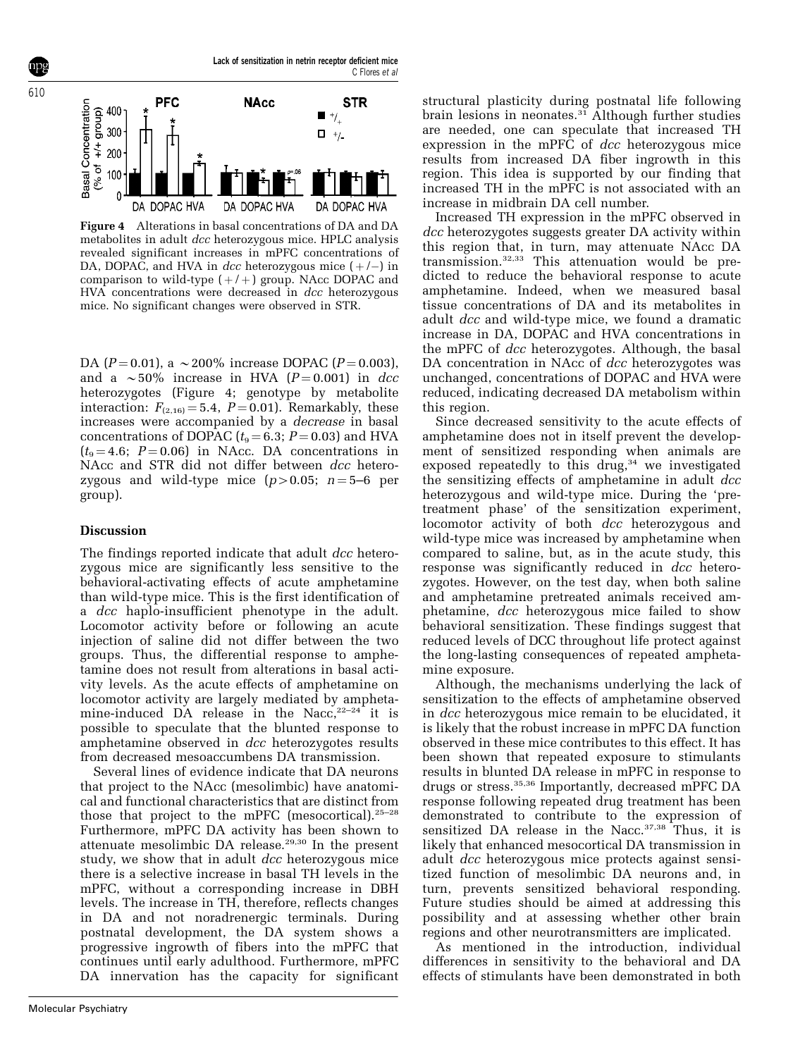PFC NAcc STR

Basal Concentration (% of +/+ group)

400
300
200
100
0

DA DOPAC HVA DA DOPAC HVA DA DOPAC HVA

+/+
+/-

p=.06

**Figure 4** Alterations in basal concentrations of DA and DA metabolites in adult *dcc* heterozygous mice. HPLC analysis revealed significant increases in mPFC concentrations of DA, DOPAC, and HVA in *dcc* heterozygous mice (+/−) in comparison to wild-type (+/+) group. NAcc DOPAC and HVA concentrations were decreased in *dcc* heterozygous mice. No significant changes were observed in STR.

DA ($P = 0.01$), a ∼200% increase DOPAC ($P = 0.003$), and a ∼50% increase in HVA ($P = 0.001$) in *dcc* heterozygotes (Figure 4; genotype by metabolite interaction: $F_{(2,16)} = 5.4$, $P = 0.01$). Remarkably, these increases were accompanied by a *decrease* in basal concentrations of DOPAC ($t_9 = 6.3$; $P = 0.03$) and HVA ($t_9 = 4.6$; $P = 0.06$) in NAcc. DA concentrations in NAcc and STR did not differ between *dcc* heterozygous and wild-type mice ($p > 0.05$; $n = 5$–6 per group).

## Discussion

The findings reported indicate that adult *dcc* heterozygous mice are significantly less sensitive to the behavioral-activating effects of acute amphetamine than wild-type mice. This is the first identification of a *dcc* haplo-insufficient phenotype in the adult. Locomotor activity before or following an acute injection of saline did not differ between the two groups. Thus, the differential response to amphetamine does not result from alterations in basal activity levels. As the acute effects of amphetamine on locomotor activity are largely mediated by amphetamine-induced DA release in the Nacc,[22–24] it is possible to speculate that the blunted response to amphetamine observed in *dcc* heterozygotes results from decreased mesoaccumbens DA transmission.

Several lines of evidence indicate that DA neurons that project to the NAcc (mesolimbic) have anatomical and functional characteristics that are distinct from those that project to the mPFC (mesocortical).[25–28] Furthermore, mPFC DA activity has been shown to attenuate mesolimbic DA release.[29,30] In the present study, we show that in adult *dcc* heterozygous mice there is a selective increase in basal TH levels in the mPFC, without a corresponding increase in DBH levels. The increase in TH, therefore, reflects changes in DA and not noradrenergic terminals. During postnatal development, the DA system shows a progressive ingrowth of fibers into the mPFC that continues until early adulthood. Furthermore, mPFC DA innervation has the capacity for significant structural plasticity during postnatal life following brain lesions in neonates.[31] Although further studies are needed, one can speculate that increased TH expression in the mPFC of *dcc* heterozygous mice results from increased DA fiber ingrowth in this region. This idea is supported by our finding that increased TH in the mPFC is not associated with an increase in midbrain DA cell number.

Increased TH expression in the mPFC observed in *dcc* heterozygotes suggests greater DA activity within this region that, in turn, may attenuate NAcc DA transmission.[32,33] This attenuation would be predicted to reduce the behavioral response to acute amphetamine. Indeed, when we measured basal tissue concentrations of DA and its metabolites in adult *dcc* and wild-type mice, we found a dramatic increase in DA, DOPAC and HVA concentrations in the mPFC of *dcc* heterozygotes. Although, the basal DA concentration in NAcc of *dcc* heterozygotes was unchanged, concentrations of DOPAC and HVA were reduced, indicating decreased DA metabolism within this region.

Since decreased sensitivity to the acute effects of amphetamine does not in itself prevent the development of sensitized responding when animals are exposed repeatedly to this drug,[34] we investigated the sensitizing effects of amphetamine in adult *dcc* heterozygous and wild-type mice. During the 'pretreatment phase' of the sensitization experiment, locomotor activity of both *dcc* heterozygous and wild-type mice was increased by amphetamine when compared to saline, but, as in the acute study, this response was significantly reduced in *dcc* heterozygotes. However, on the test day, when both saline and amphetamine pretreated animals received amphetamine, *dcc* heterozygous mice failed to show behavioral sensitization. These findings suggest that reduced levels of DCC throughout life protect against the long-lasting consequences of repeated amphetamine exposure.

Although, the mechanisms underlying the lack of sensitization to the effects of amphetamine observed in *dcc* heterozygous mice remain to be elucidated, it is likely that the robust increase in mPFC DA function observed in these mice contributes to this effect. It has been shown that repeated exposure to stimulants results in blunted DA release in mPFC in response to drugs or stress.[35,36] Importantly, decreased mPFC DA response following repeated drug treatment has been demonstrated to contribute to the expression of sensitized DA release in the Nacc.[37,38] Thus, it is likely that enhanced mesocortical DA transmission in adult *dcc* heterozygous mice protects against sensitized function of mesolimbic DA neurons and, in turn, prevents sensitized behavioral responding. Future studies should be aimed at addressing this possibility and at assessing whether other brain regions and other neurotransmitters are implicated.

As mentioned in the introduction, individual differences in sensitivity to the behavioral and DA effects of stimulants have been demonstrated in both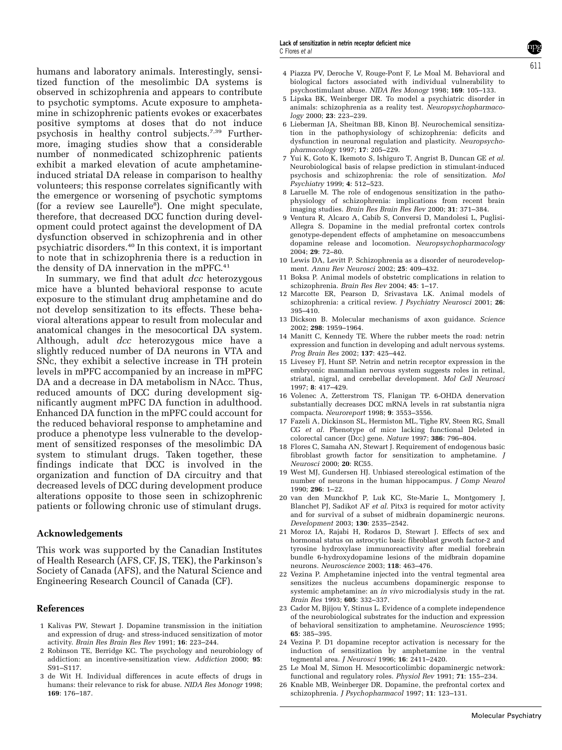humans and laboratory animals. Interestingly, sensitized function of the mesolimbic DA systems is observed in schizophrenia and appears to contribute to psychotic symptoms. Acute exposure to amphetamine in schizophrenic patients evokes or exacerbates positive symptoms at doses that do not induce psychosis in healthy control subjects.[7,39] Furthermore, imaging studies show that a considerable number of nonmedicated schizophrenic patients exhibit a marked elevation of acute amphetamine-induced striatal DA release in comparison to healthy volunteers; this response correlates significantly with the emergence or worsening of psychotic symptoms (for a review see Laurelle[8]). One might speculate, therefore, that decreased DCC function during development could protect against the development of DA dysfunction observed in schizophrenia and in other psychiatric disorders.[40] In this context, it is important to note that in schizophrenia there is a reduction in the density of DA innervation in the mPFC.[41]

In summary, we find that adult *dcc* heterozygous mice have a blunted behavioral response to acute exposure to the stimulant drug amphetamine and do not develop sensitization to its effects. These behavioral alterations appear to result from molecular and anatomical changes in the mesocortical DA system. Although, adult *dcc* heterozygous mice have a slightly reduced number of DA neurons in VTA and SNc, they exhibit a selective increase in TH protein levels in mPFC accompanied by an increase in mPFC DA and a decrease in DA metabolism in NAcc. Thus, reduced amounts of DCC during development significantly augment mPFC DA function in adulthood. Enhanced DA function in the mPFC could account for the reduced behavioral response to amphetamine and produce a phenotype less vulnerable to the development of sensitized responses of the mesolimbic DA system to stimulant drugs. Taken together, these findings indicate that DCC is involved in the organization and function of DA circuitry and that decreased levels of DCC during development produce alterations opposite to those seen in schizophrenic patients or following chronic use of stimulant drugs.

## Acknowledgements

This work was supported by the Canadian Institutes of Health Research (AFS, CF, JS, TEK), the Parkinson's Society of Canada (AFS), and the Natural Science and Engineering Research Council of Canada (CF).

## References

1 Kalivas PW, Stewart J. Dopamine transmission in the initiation and expression of drug- and stress-induced sensitization of motor activity. *Brain Res Brain Res Rev* 1991; **16**: 223–244.

2 Robinson TE, Berridge KC. The psychology and neurobiology of addiction: an incentive-sensitization view. *Addiction* 2000; **95**: S91–S117.

3 de Wit H. Individual differences in acute effects of drugs in humans: their relevance to risk for abuse. *NIDA Res Monogr* 1998; **169**: 176–187.

4 Piazza PV, Deroche V, Rouge-Pont F, Le Moal M. Behavioral and biological factors associated with individual vulnerability to psychostimulant abuse. *NIDA Res Monogr* 1998; **169**: 105–133.

5 Lipska BK, Weinberger DR. To model a psychiatric disorder in animals: schizophrenia as a reality test. *Neuropsychopharmacology* 2000; **23**: 223–239.

6 Lieberman JA, Sheitman BB, Kinon BJ. Neurochemical sensitization in the pathophysiology of schizophrenia: deficits and dysfunction in neuronal regulation and plasticity. *Neuropsychopharmacology* 1997; **17**: 205–229.

7 Yui K, Goto K, Ikemoto S, Ishiguro T, Angrist B, Duncan GE *et al.* Neurobiological basis of relapse prediction in stimulant-induced psychosis and schizophrenia: the role of sensitization. *Mol Psychiatry* 1999; **4**: 512–523.

8 Laruelle M. The role of endogenous sensitization in the pathophysiology of schizophrenia: implications from recent brain imaging studies. *Brain Res Brain Res Rev* 2000; **31**: 371–384.

9 Ventura R, Alcaro A, Cabib S, Conversi D, Mandolesi L, Puglisi-Allegra S. Dopamine in the medial prefrontal cortex controls genotype-dependent effects of amphetamine on mesoaccumbens dopamine release and locomotion. *Neuropsychopharmacology* 2004; **29**: 72–80.

10 Lewis DA, Levitt P. Schizophrenia as a disorder of neurodevelopment. *Annu Rev Neurosci* 2002; **25**: 409–432.

11 Boksa P. Animal models of obstetric complications in relation to schizophrenia. *Brain Res Rev* 2004; **45**: 1–17.

12 Marcotte ER, Pearson D, Srivastava LK. Animal models of schizophrenia: a critical review. *J Psychiatry Neurosci* 2001; **26**: 395–410.

13 Dickson B. Molecular mechanisms of axon guidance. *Science* 2002; **298**: 1959–1964.

14 Manitt C, Kennedy TE. Where the rubber meets the road: netrin expression and function in developing and adult nervous systems. *Prog Brain Res* 2002; **137**: 425–442.

15 Livesey FJ, Hunt SP. Netrin and netrin receptor expression in the embryonic mammalian nervous system suggests roles in retinal, striatal, nigral, and cerebellar development. *Mol Cell Neurosci* 1997; **8**: 417–429.

16 Volenec A, Zetterstrom TS, Flanigan TP. 6-OHDA denervation substantially decreases DCC mRNA levels in rat substantia nigra compacta. *Neuroreport* 1998; **9**: 3553–3556.

17 Fazeli A, Dickinson SL, Hermiston ML, Tighe RV, Steen RG, Small CG *et al.* Phenotype of mice lacking functional Deleted in colorectal cancer (Dcc) gene. *Nature* 1997; **386**: 796–804.

18 Flores C, Samaha AN, Stewart J. Requirement of endogenous basic fibroblast growth factor for sensitization to amphetamine. *J Neurosci* 2000; **20**: RC55.

19 West MJ, Gundersen HJ. Unbiased stereological estimation of the number of neurons in the human hippocampus. *J Comp Neurol* 1990; **296**: 1–22.

20 van den Munckhof P, Luk KC, Ste-Marie L, Montgomery J, Blanchet PJ, Sadikot AF *et al.* Pitx3 is required for motor activity and for survival of a subset of midbrain dopaminergic neurons. *Development* 2003; **130**: 2535–2542.

21 Moroz IA, Rajabi H, Rodaros D, Stewart J. Effects of sex and hormonal status on astrocytic basic fibroblast grwoth factor-2 and tyrosine hydroxylase immunoreactivity after medial forebrain bundle 6-hydroxydopamine lesions of the midbrain dopamine neurons. *Neuroscience* 2003; **118**: 463–476.

22 Vezina P. Amphetamine injected into the ventral tegmental area sensitizes the nucleus accumbens dopaminergic response to systemic amphetamine: an *in vivo* microdialysis study in the rat. *Brain Res* 1993; **605**: 332–337.

23 Cador M, Bjijou Y, Stinus L. Evidence of a complete independence of the neurobiological substrates for the induction and expression of behavioral sensitization to amphetamine. *Neuroscience* 1995; **65**: 385–395.

24 Vezina P. D1 dopamine receptor activation is necessary for the induction of sensitization by amphetamine in the ventral tegmental area. *J Neurosci* 1996; **16**: 2411–2420.

25 Le Moal M, Simon H. Mesocorticolimbic dopaminergic network: functional and regulatory roles. *Physiol Rev* 1991; **71**: 155–234.

26 Knable MB, Weinberger DR. Dopamine, the prefrontal cortex and schizophrenia. *J Psychopharmacol* 1997; **11**: 123–131.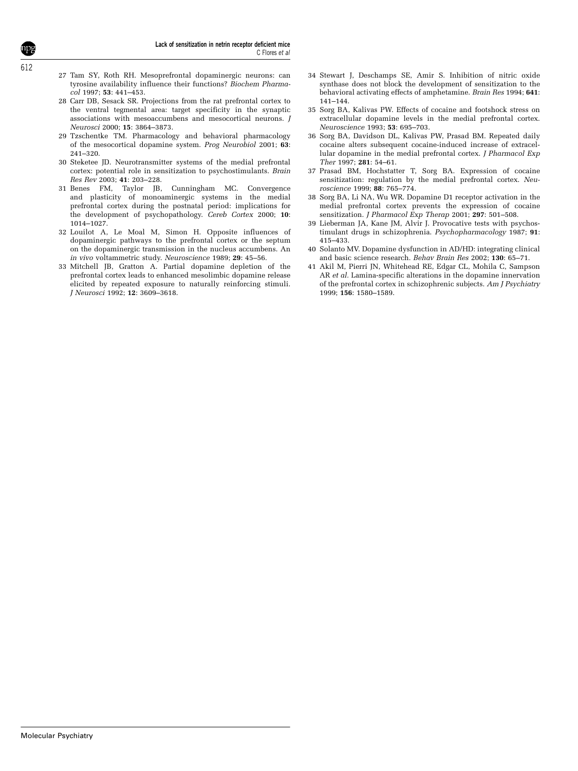27 Tam SY, Roth RH. Mesoprefrontal dopaminergic neurons: can tyrosine availability influence their functions? *Biochem Pharmacol* 1997; **53**: 441–453.

28 Carr DB, Sesack SR. Projections from the rat prefrontal cortex to the ventral tegmental area: target specificity in the synaptic associations with mesoaccumbens and mesocortical neurons. *J Neurosci* 2000; **15**: 3864–3873.

29 Tzschentke TM. Pharmacology and behavioral pharmacology of the mesocortical dopamine system. *Prog Neurobiol* 2001; **63**: 241–320.

30 Steketee JD. Neurotransmitter systems of the medial prefrontal cortex: potential role in sensitization to psychostimulants. *Brain Res Rev* 2003; **41**: 203–228.

31 Benes FM, Taylor JB, Cunningham MC. Convergence and plasticity of monoaminergic systems in the medial prefrontal cortex during the postnatal period: implications for the development of psychopathology. *Cereb Cortex* 2000; **10**: 1014–1027.

32 Louilot A, Le Moal M, Simon H. Opposite influences of dopaminergic pathways to the prefrontal cortex or the septum on the dopaminergic transmission in the nucleus accumbens. An *in vivo* voltammetric study. *Neuroscience* 1989; **29**: 45–56.

33 Mitchell JB, Gratton A. Partial dopamine depletion of the prefrontal cortex leads to enhanced mesolimbic dopamine release elicited by repeated exposure to naturally reinforcing stimuli. *J Neurosci* 1992; **12**: 3609–3618.

34 Stewart J, Deschamps SE, Amir S. Inhibition of nitric oxide synthase does not block the development of sensitization to the behavioral activating effects of amphetamine. *Brain Res* 1994; **641**: 141–144.

35 Sorg BA, Kalivas PW. Effects of cocaine and footshock stress on extracellular dopamine levels in the medial prefrontal cortex. *Neuroscience* 1993; **53**: 695–703.

36 Sorg BA, Davidson DL, Kalivas PW, Prasad BM. Repeated daily cocaine alters subsequent cocaine-induced increase of extracellular dopamine in the medial prefrontal cortex. *J Pharmacol Exp Ther* 1997; **281**: 54–61.

37 Prasad BM, Hochstatter T, Sorg BA. Expression of cocaine sensitization: regulation by the medial prefrontal cortex. *Neuroscience* 1999; **88**: 765–774.

38 Sorg BA, Li NA, Wu WR. Dopamine D1 receptor activation in the medial prefrontal cortex prevents the expression of cocaine sensitization. *J Pharmacol Exp Therap* 2001; **297**: 501–508.

39 Lieberman JA, Kane JM, Alvir J. Provocative tests with psychostimulant drugs in schizophrenia. *Psychopharmacology* 1987; **91**: 415–433.

40 Solanto MV. Dopamine dysfunction in AD/HD: integrating clinical and basic science research. *Behav Brain Res* 2002; **130**: 65–71.

41 Akil M, Pierri JN, Whitehead RE, Edgar CL, Mohila C, Sampson AR *et al*. Lamina-specific alterations in the dopamine innervation of the prefrontal cortex in schizophrenic subjects. *Am J Psychiatry* 1999; **156**: 1580–1589.